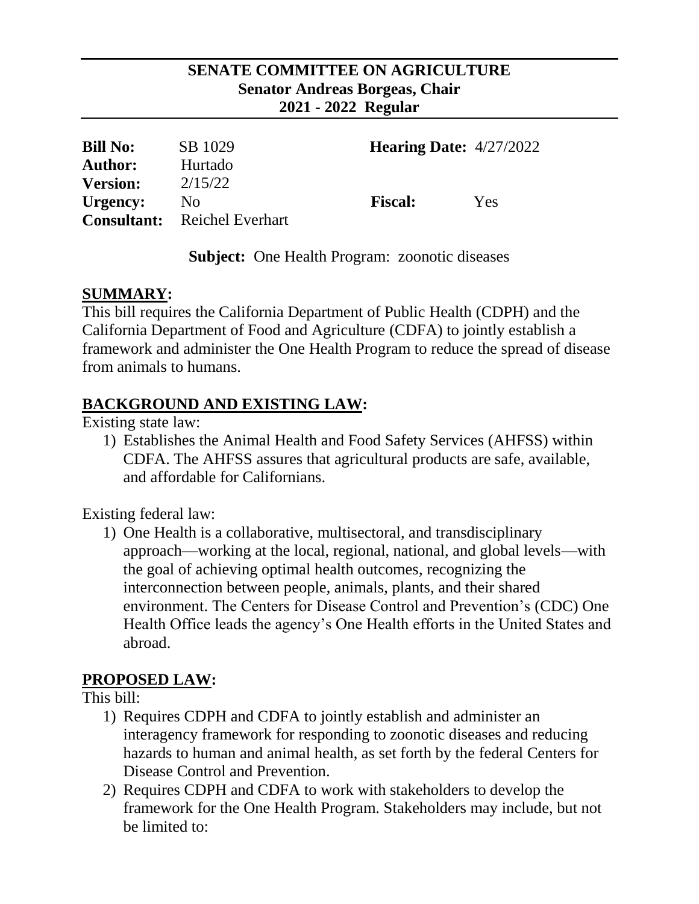**SENATE COMMITTEE ON AGRICULTURE**
**Senator Andreas Borgeas, Chair**
**2021 - 2022 Regular**

| | | | |
|---|---|---|---|
| **Bill No:** | SB 1029 | **Hearing Date:** | 4/27/2022 |
| **Author:** | Hurtado | | |
| **Version:** | 2/15/22 | | |
| **Urgency:** | No | **Fiscal:** | Yes |
| **Consultant:** | Reichel Everhart | | |

**Subject:** One Health Program: zoonotic diseases

## SUMMARY:

This bill requires the California Department of Public Health (CDPH) and the California Department of Food and Agriculture (CDFA) to jointly establish a framework and administer the One Health Program to reduce the spread of disease from animals to humans.

## BACKGROUND AND EXISTING LAW:

Existing state law:

1) Establishes the Animal Health and Food Safety Services (AHFSS) within CDFA. The AHFSS assures that agricultural products are safe, available, and affordable for Californians.

Existing federal law:

1) One Health is a collaborative, multisectoral, and transdisciplinary approach—working at the local, regional, national, and global levels—with the goal of achieving optimal health outcomes, recognizing the interconnection between people, animals, plants, and their shared environment. The Centers for Disease Control and Prevention's (CDC) One Health Office leads the agency's One Health efforts in the United States and abroad.

## PROPOSED LAW:

This bill:

1) Requires CDPH and CDFA to jointly establish and administer an interagency framework for responding to zoonotic diseases and reducing hazards to human and animal health, as set forth by the federal Centers for Disease Control and Prevention.
2) Requires CDPH and CDFA to work with stakeholders to develop the framework for the One Health Program. Stakeholders may include, but not be limited to: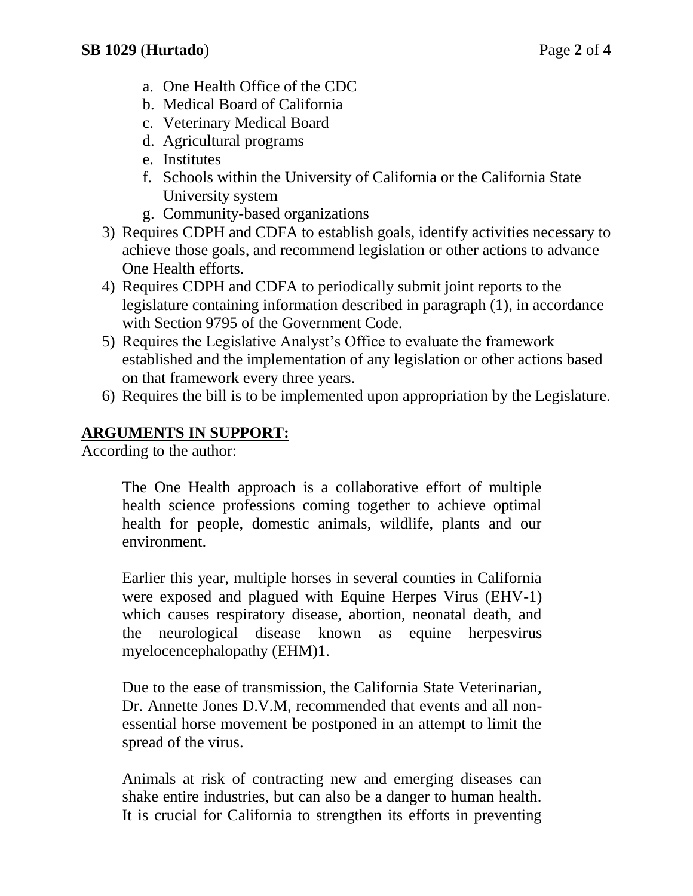a. One Health Office of the CDC
   b. Medical Board of California
   c. Veterinary Medical Board
   d. Agricultural programs
   e. Institutes
   f. Schools within the University of California or the California State University system
   g. Community-based organizations
3) Requires CDPH and CDFA to establish goals, identify activities necessary to achieve those goals, and recommend legislation or other actions to advance One Health efforts.
4) Requires CDPH and CDFA to periodically submit joint reports to the legislature containing information described in paragraph (1), in accordance with Section 9795 of the Government Code.
5) Requires the Legislative Analyst's Office to evaluate the framework established and the implementation of any legislation or other actions based on that framework every three years.
6) Requires the bill is to be implemented upon appropriation by the Legislature.

## ARGUMENTS IN SUPPORT:

According to the author:

> The One Health approach is a collaborative effort of multiple health science professions coming together to achieve optimal health for people, domestic animals, wildlife, plants and our environment.
>
> Earlier this year, multiple horses in several counties in California were exposed and plagued with Equine Herpes Virus (EHV-1) which causes respiratory disease, abortion, neonatal death, and the neurological disease known as equine herpesvirus myelocencephalopathy (EHM)1.
>
> Due to the ease of transmission, the California State Veterinarian, Dr. Annette Jones D.V.M, recommended that events and all non-essential horse movement be postponed in an attempt to limit the spread of the virus.
>
> Animals at risk of contracting new and emerging diseases can shake entire industries, but can also be a danger to human health. It is crucial for California to strengthen its efforts in preventing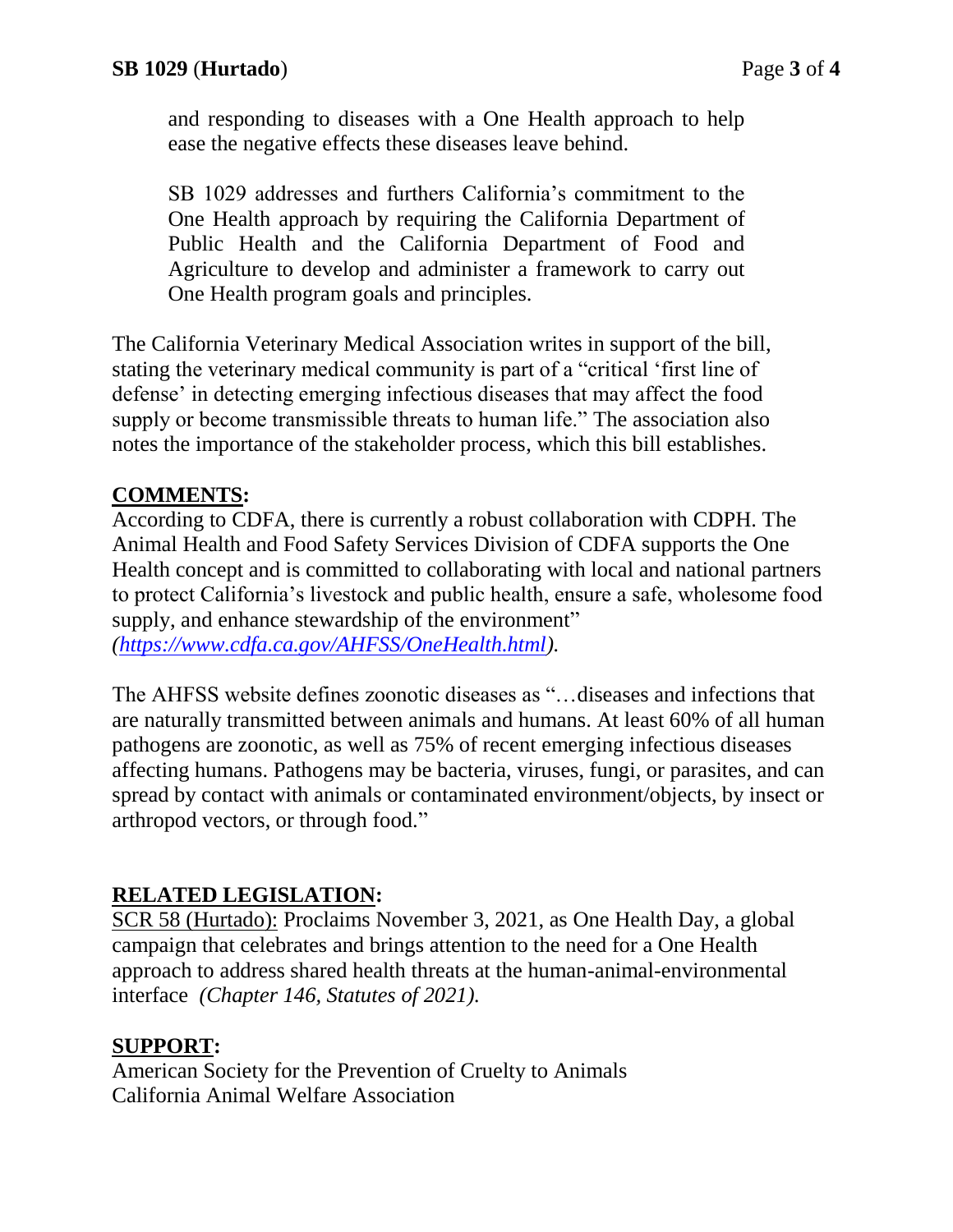> and responding to diseases with a One Health approach to help ease the negative effects these diseases leave behind.
>
> SB 1029 addresses and furthers California's commitment to the One Health approach by requiring the California Department of Public Health and the California Department of Food and Agriculture to develop and administer a framework to carry out One Health program goals and principles.

The California Veterinary Medical Association writes in support of the bill, stating the veterinary medical community is part of a "critical 'first line of defense' in detecting emerging infectious diseases that may affect the food supply or become transmissible threats to human life." The association also notes the importance of the stakeholder process, which this bill establishes.

**COMMENTS:**

According to CDFA, there is currently a robust collaboration with CDPH. The Animal Health and Food Safety Services Division of CDFA supports the One Health concept and is committed to collaborating with local and national partners to protect California's livestock and public health, ensure a safe, wholesome food supply, and enhance stewardship of the environment" *(https://www.cdfa.ca.gov/AHFSS/OneHealth.html).*

The AHFSS website defines zoonotic diseases as "…diseases and infections that are naturally transmitted between animals and humans. At least 60% of all human pathogens are zoonotic, as well as 75% of recent emerging infectious diseases affecting humans. Pathogens may be bacteria, viruses, fungi, or parasites, and can spread by contact with animals or contaminated environment/objects, by insect or arthropod vectors, or through food."

**RELATED LEGISLATION:**

SCR 58 (Hurtado): Proclaims November 3, 2021, as One Health Day, a global campaign that celebrates and brings attention to the need for a One Health approach to address shared health threats at the human-animal-environmental interface *(Chapter 146, Statutes of 2021).*

**SUPPORT:**

American Society for the Prevention of Cruelty to Animals
California Animal Welfare Association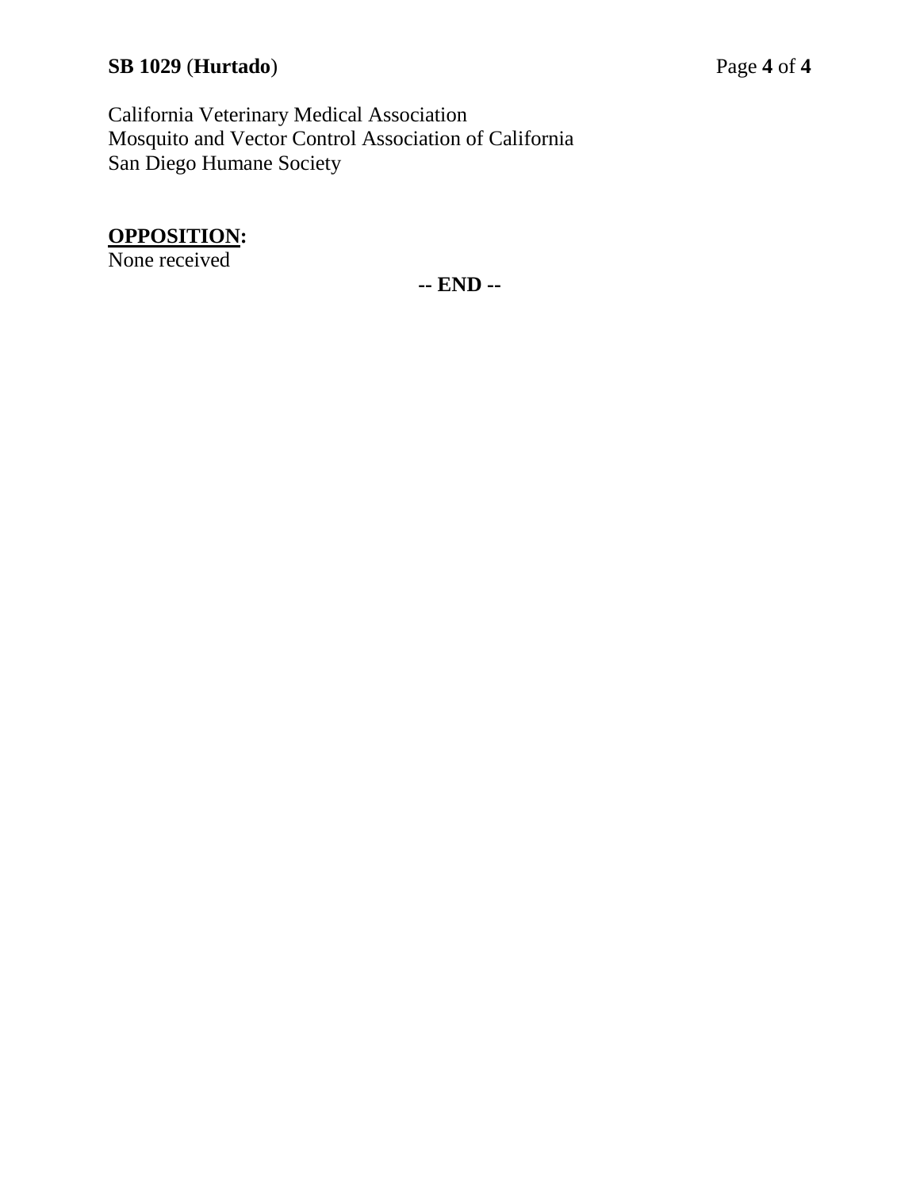California Veterinary Medical Association
Mosquito and Vector Control Association of California
San Diego Humane Society

**OPPOSITION:**
None received

**-- END --**